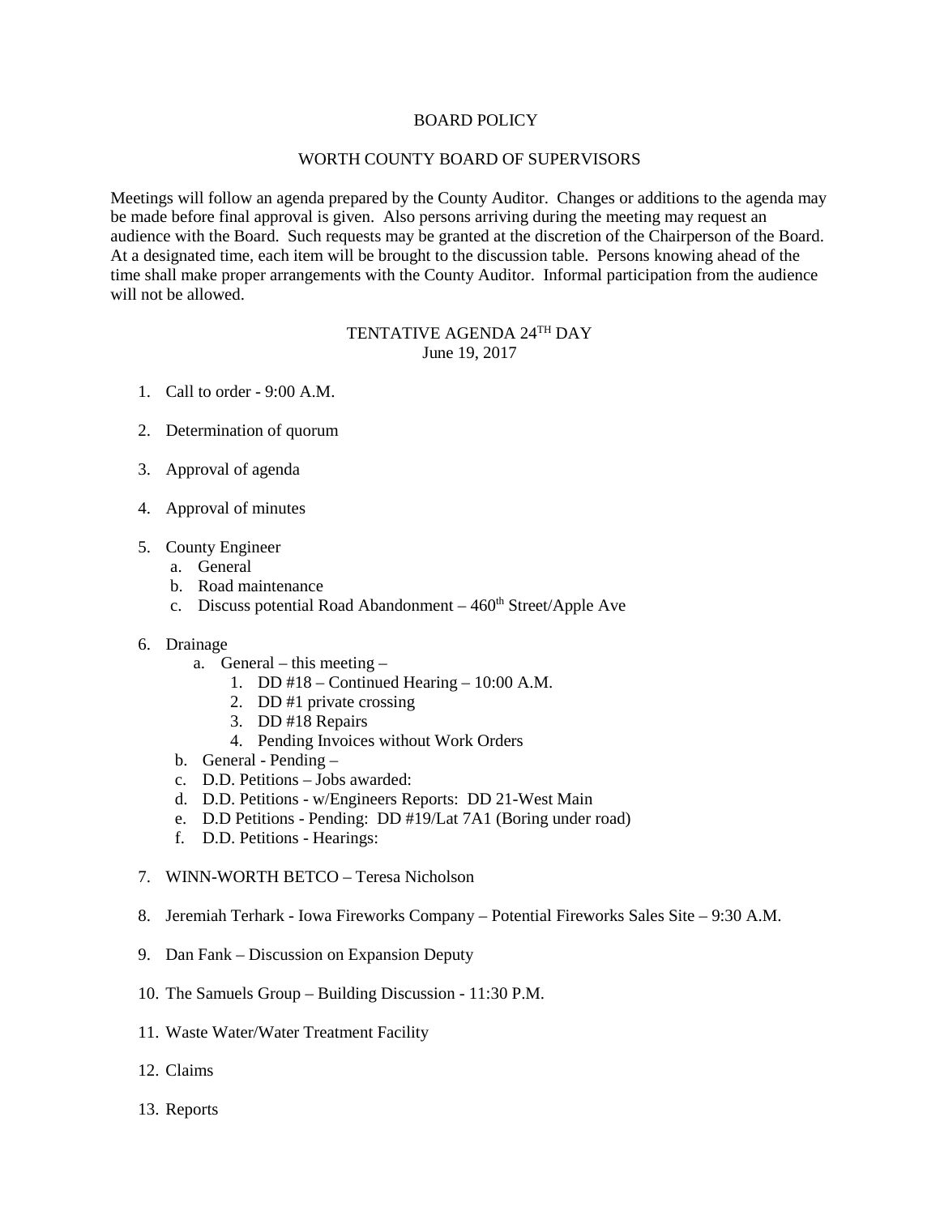# BOARD POLICY

## WORTH COUNTY BOARD OF SUPERVISORS

Meetings will follow an agenda prepared by the County Auditor. Changes or additions to the agenda may be made before final approval is given. Also persons arriving during the meeting may request an audience with the Board. Such requests may be granted at the discretion of the Chairperson of the Board. At a designated time, each item will be brought to the discussion table. Persons knowing ahead of the time shall make proper arrangements with the County Auditor. Informal participation from the audience will not be allowed.

## TENTATIVE AGENDA 24TH DAY

June 19, 2017

1. Call to order - 9:00 A.M.
2. Determination of quorum
3. Approval of agenda
4. Approval of minutes
5. County Engineer
   a. General
   b. Road maintenance
   c. Discuss potential Road Abandonment – 460th Street/Apple Ave
6. Drainage
   a. General – this meeting –
      1. DD #18 – Continued Hearing – 10:00 A.M.
      2. DD #1 private crossing
      3. DD #18 Repairs
      4. Pending Invoices without Work Orders
   b. General - Pending –
   c. D.D. Petitions – Jobs awarded:
   d. D.D. Petitions - w/Engineers Reports: DD 21-West Main
   e. D.D Petitions - Pending: DD #19/Lat 7A1 (Boring under road)
   f. D.D. Petitions - Hearings:
7. WINN-WORTH BETCO – Teresa Nicholson
8. Jeremiah Terhark - Iowa Fireworks Company – Potential Fireworks Sales Site – 9:30 A.M.
9. Dan Fank – Discussion on Expansion Deputy
10. The Samuels Group – Building Discussion - 11:30 P.M.
11. Waste Water/Water Treatment Facility
12. Claims
13. Reports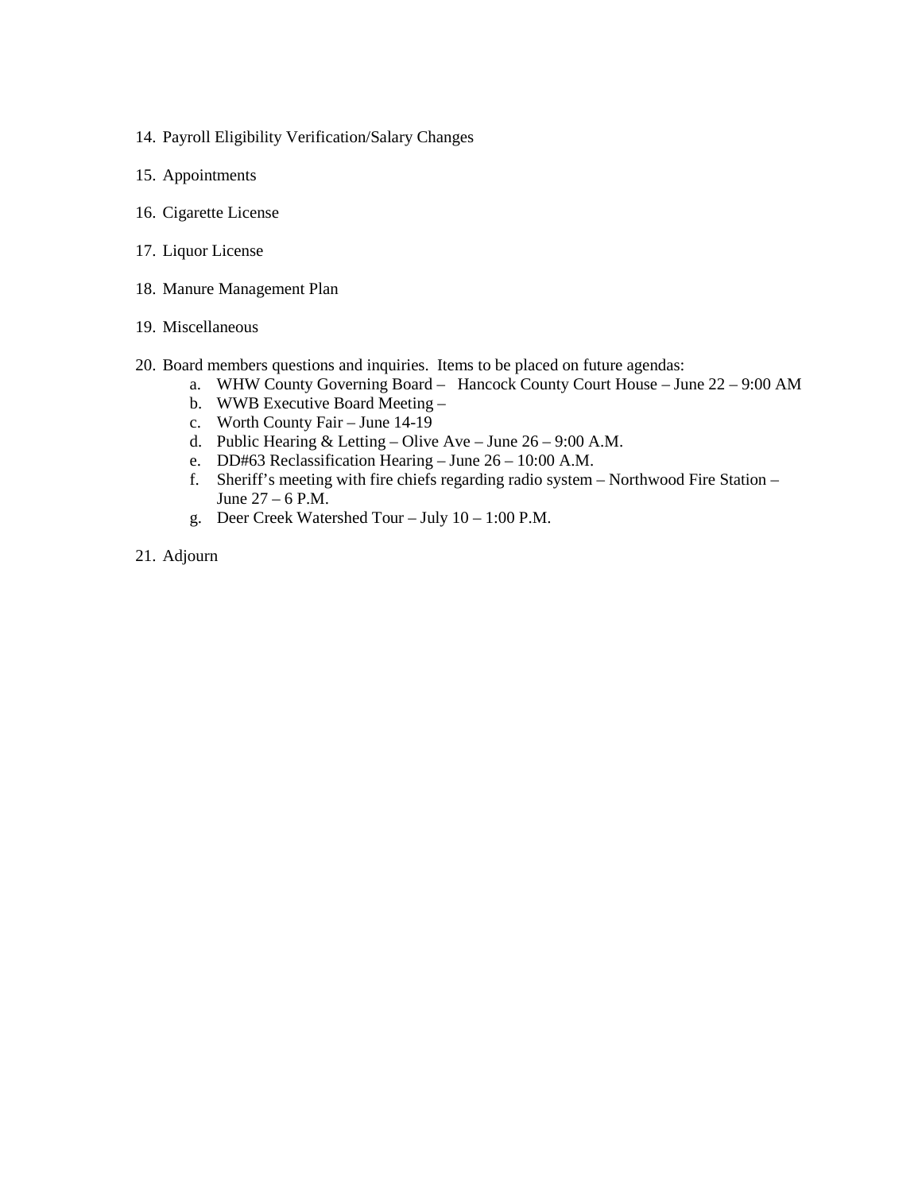14. Payroll Eligibility Verification/Salary Changes

15. Appointments

16. Cigarette License

17. Liquor License

18. Manure Management Plan

19. Miscellaneous

20. Board members questions and inquiries. Items to be placed on future agendas:
    a. WHW County Governing Board – Hancock County Court House – June 22 – 9:00 AM
    b. WWB Executive Board Meeting –
    c. Worth County Fair – June 14-19
    d. Public Hearing & Letting – Olive Ave – June 26 – 9:00 A.M.
    e. DD#63 Reclassification Hearing – June 26 – 10:00 A.M.
    f. Sheriff's meeting with fire chiefs regarding radio system – Northwood Fire Station – June 27 – 6 P.M.
    g. Deer Creek Watershed Tour – July 10 – 1:00 P.M.

21. Adjourn